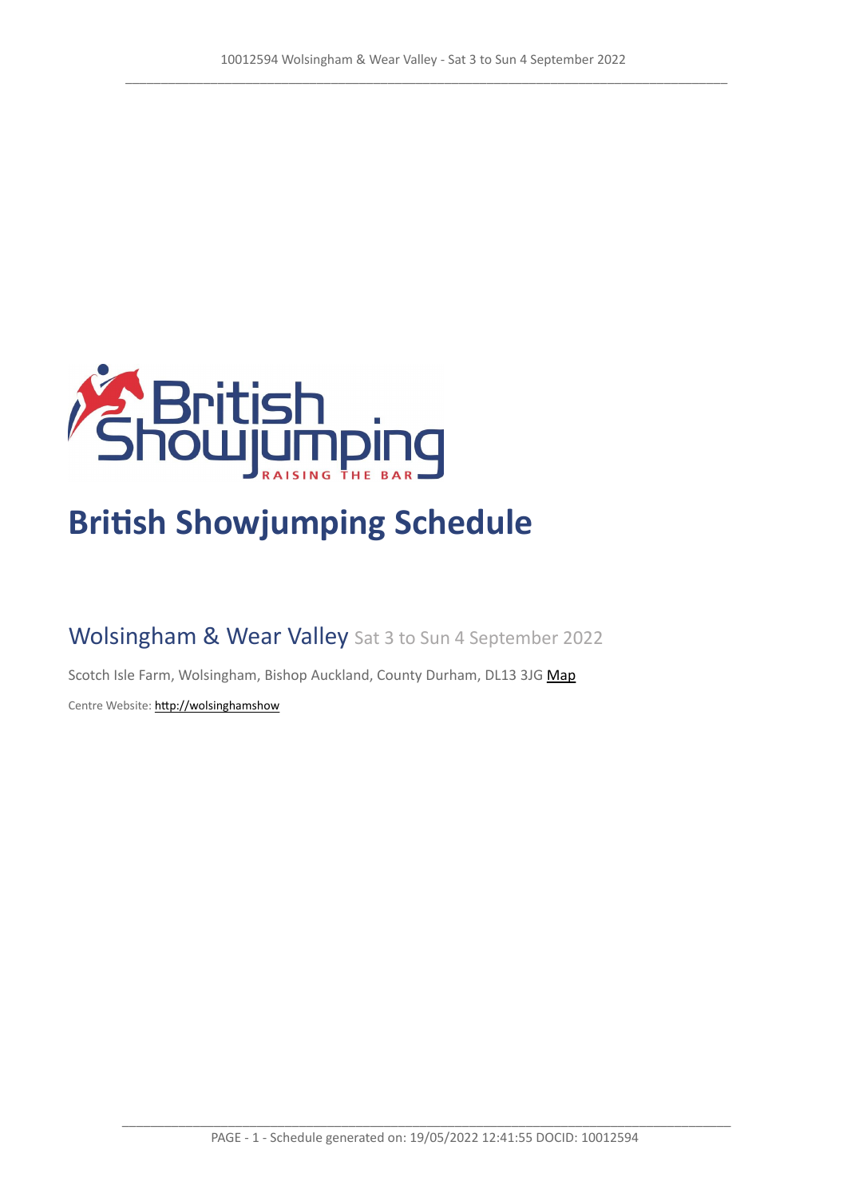# British Showjumping Schedule

## Wolsingham & Wear Valley Sat 3 to Sun 4 September 2022

Scotch Isle Farm, Wolsingham, Bishop Auckland, County Durham, DL13 3JG Map

Centre Website: http://wolsinghamshow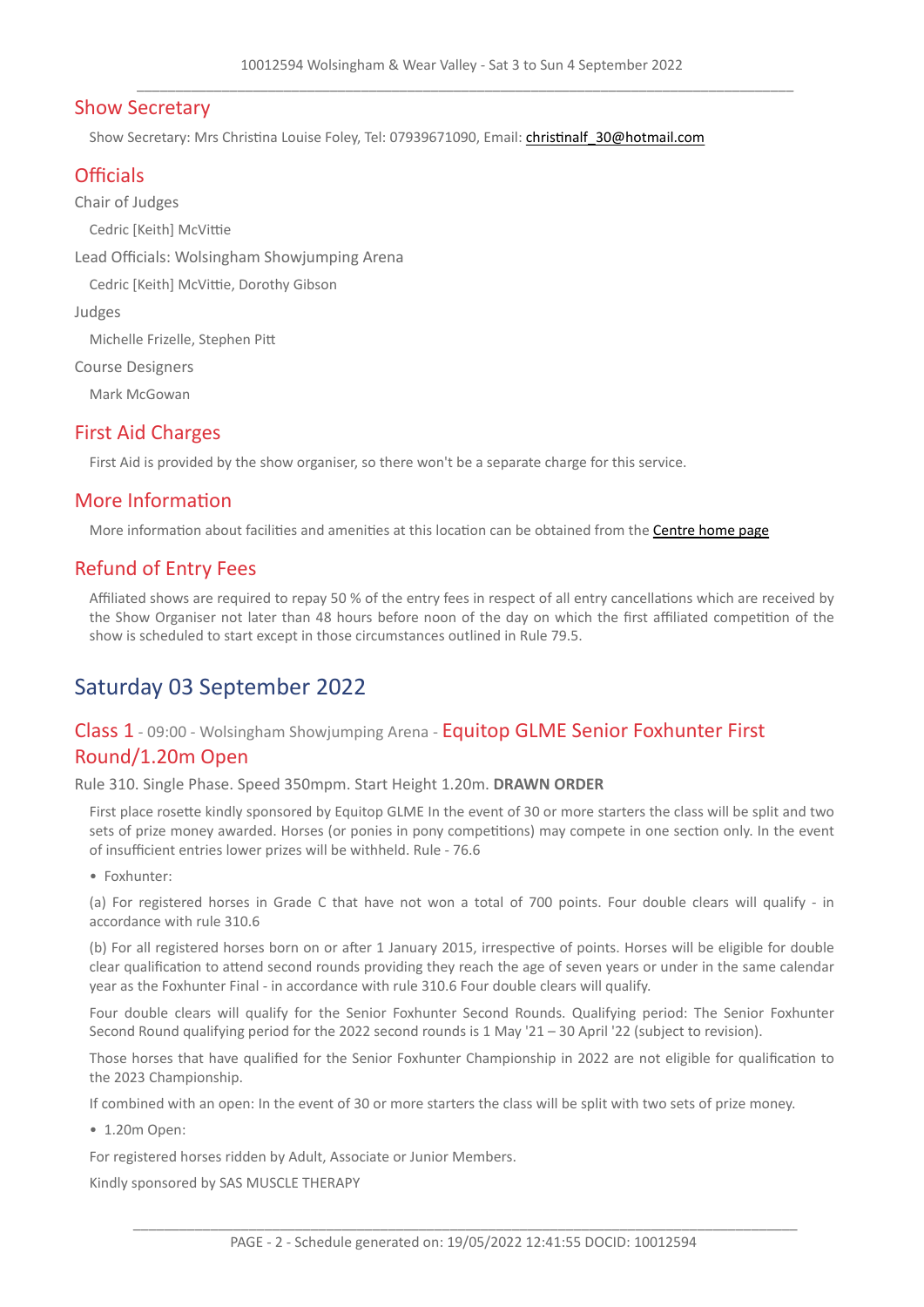## Show Secretary

Show Secretary: Mrs Christina Louise Foley, Tel: 07939671090, Email: christinalf_30@hotmail.com

## Officials

Chair of Judges

Cedric [Keith] McVittie

Lead Officials: Wolsingham Showjumping Arena

Cedric [Keith] McVittie, Dorothy Gibson

Judges

Michelle Frizelle, Stephen Pitt

Course Designers

Mark McGowan

## First Aid Charges

First Aid is provided by the show organiser, so there won't be a separate charge for this service.

## More Information

More information about facilities and amenities at this location can be obtained from the Centre home page

## Refund of Entry Fees

Affiliated shows are required to repay 50 % of the entry fees in respect of all entry cancellations which are received by the Show Organiser not later than 48 hours before noon of the day on which the first affiliated competition of the show is scheduled to start except in those circumstances outlined in Rule 79.5.

# Saturday 03 September 2022

### Class 1 - 09:00 - Wolsingham Showjumping Arena - Equitop GLME Senior Foxhunter First Round/1.20m Open

Rule 310. Single Phase. Speed 350mpm. Start Height 1.20m. **DRAWN ORDER**

First place rosette kindly sponsored by Equitop GLME In the event of 30 or more starters the class will be split and two sets of prize money awarded. Horses (or ponies in pony competitions) may compete in one section only. In the event of insufficient entries lower prizes will be withheld. Rule - 76.6

- Foxhunter:

(a) For registered horses in Grade C that have not won a total of 700 points. Four double clears will qualify - in accordance with rule 310.6

(b) For all registered horses born on or after 1 January 2015, irrespective of points. Horses will be eligible for double clear qualification to attend second rounds providing they reach the age of seven years or under in the same calendar year as the Foxhunter Final - in accordance with rule 310.6 Four double clears will qualify.

Four double clears will qualify for the Senior Foxhunter Second Rounds. Qualifying period: The Senior Foxhunter Second Round qualifying period for the 2022 second rounds is 1 May '21 – 30 April '22 (subject to revision).

Those horses that have qualified for the Senior Foxhunter Championship in 2022 are not eligible for qualification to the 2023 Championship.

If combined with an open: In the event of 30 or more starters the class will be split with two sets of prize money.

- 1.20m Open:

For registered horses ridden by Adult, Associate or Junior Members.

Kindly sponsored by SAS MUSCLE THERAPY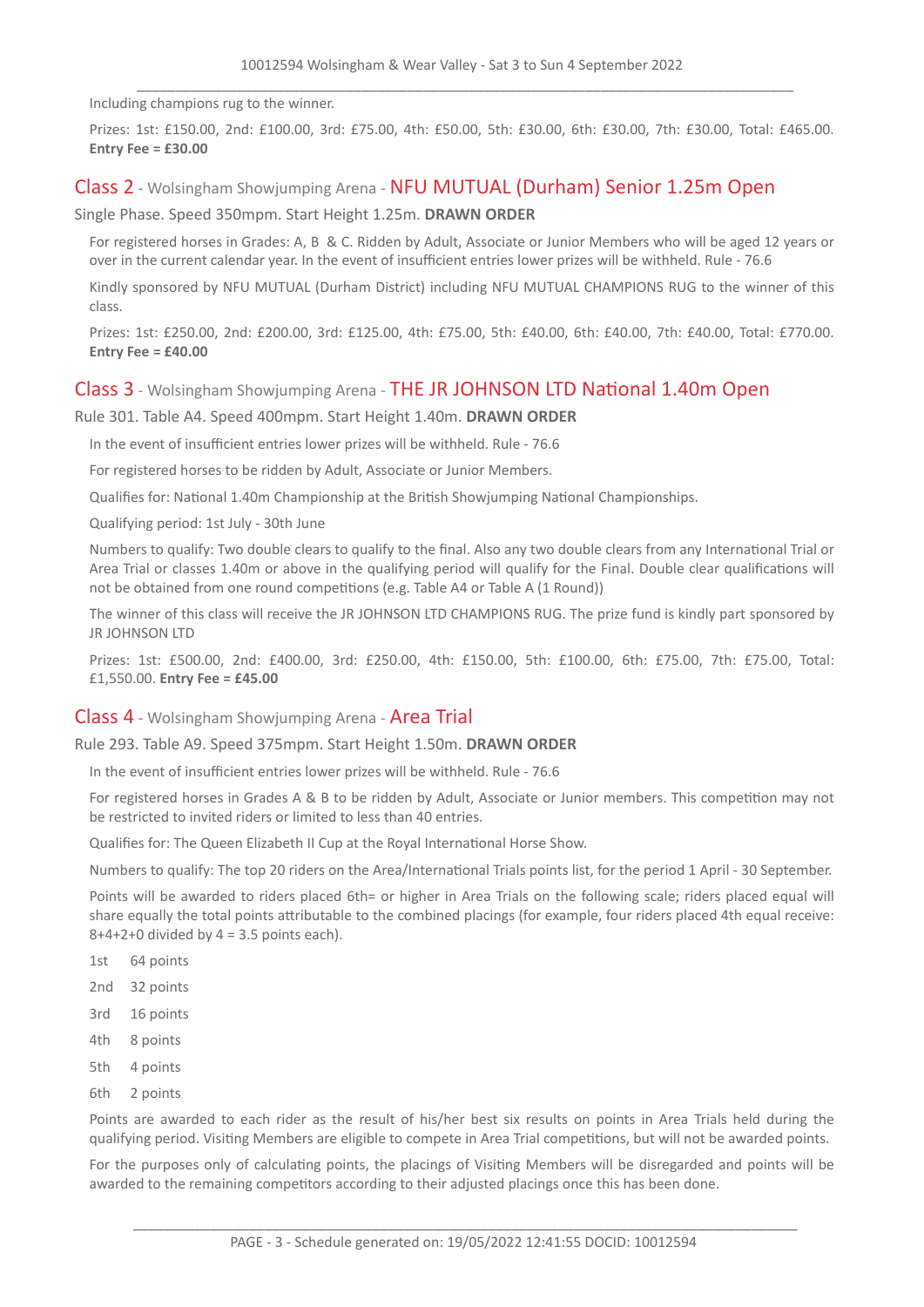Including champions rug to the winner.

Prizes: 1st: £150.00, 2nd: £100.00, 3rd: £75.00, 4th: £50.00, 5th: £30.00, 6th: £30.00, 7th: £30.00, Total: £465.00. **Entry Fee = £30.00**

## Class 2 - Wolsingham Showjumping Arena - NFU MUTUAL (Durham) Senior 1.25m Open

Single Phase. Speed 350mpm. Start Height 1.25m. **DRAWN ORDER**

For registered horses in Grades: A, B & C. Ridden by Adult, Associate or Junior Members who will be aged 12 years or over in the current calendar year. In the event of insufficient entries lower prizes will be withheld. Rule - 76.6

Kindly sponsored by NFU MUTUAL (Durham District) including NFU MUTUAL CHAMPIONS RUG to the winner of this class.

Prizes: 1st: £250.00, 2nd: £200.00, 3rd: £125.00, 4th: £75.00, 5th: £40.00, 6th: £40.00, 7th: £40.00, Total: £770.00. **Entry Fee = £40.00**

## Class 3 - Wolsingham Showjumping Arena - THE JR JOHNSON LTD National 1.40m Open

Rule 301. Table A4. Speed 400mpm. Start Height 1.40m. **DRAWN ORDER**

In the event of insufficient entries lower prizes will be withheld. Rule - 76.6

For registered horses to be ridden by Adult, Associate or Junior Members.

Qualifies for: National 1.40m Championship at the British Showjumping National Championships.

Qualifying period: 1st July - 30th June

Numbers to qualify: Two double clears to qualify to the final. Also any two double clears from any International Trial or Area Trial or classes 1.40m or above in the qualifying period will qualify for the Final. Double clear qualifications will not be obtained from one round competitions (e.g. Table A4 or Table A (1 Round))

The winner of this class will receive the JR JOHNSON LTD CHAMPIONS RUG. The prize fund is kindly part sponsored by JR JOHNSON LTD

Prizes: 1st: £500.00, 2nd: £400.00, 3rd: £250.00, 4th: £150.00, 5th: £100.00, 6th: £75.00, 7th: £75.00, Total: £1,550.00. **Entry Fee = £45.00**

## Class 4 - Wolsingham Showjumping Arena - Area Trial

Rule 293. Table A9. Speed 375mpm. Start Height 1.50m. **DRAWN ORDER**

In the event of insufficient entries lower prizes will be withheld. Rule - 76.6

For registered horses in Grades A & B to be ridden by Adult, Associate or Junior members. This competition may not be restricted to invited riders or limited to less than 40 entries.

Qualifies for: The Queen Elizabeth II Cup at the Royal International Horse Show.

Numbers to qualify: The top 20 riders on the Area/International Trials points list, for the period 1 April - 30 September.

Points will be awarded to riders placed 6th= or higher in Area Trials on the following scale; riders placed equal will share equally the total points attributable to the combined placings (for example, four riders placed 4th equal receive: 8+4+2+0 divided by 4 = 3.5 points each).

1st 64 points

2nd 32 points

3rd 16 points

4th 8 points

5th 4 points

6th 2 points

Points are awarded to each rider as the result of his/her best six results on points in Area Trials held during the qualifying period. Visiting Members are eligible to compete in Area Trial competitions, but will not be awarded points.

For the purposes only of calculating points, the placings of Visiting Members will be disregarded and points will be awarded to the remaining competitors according to their adjusted placings once this has been done.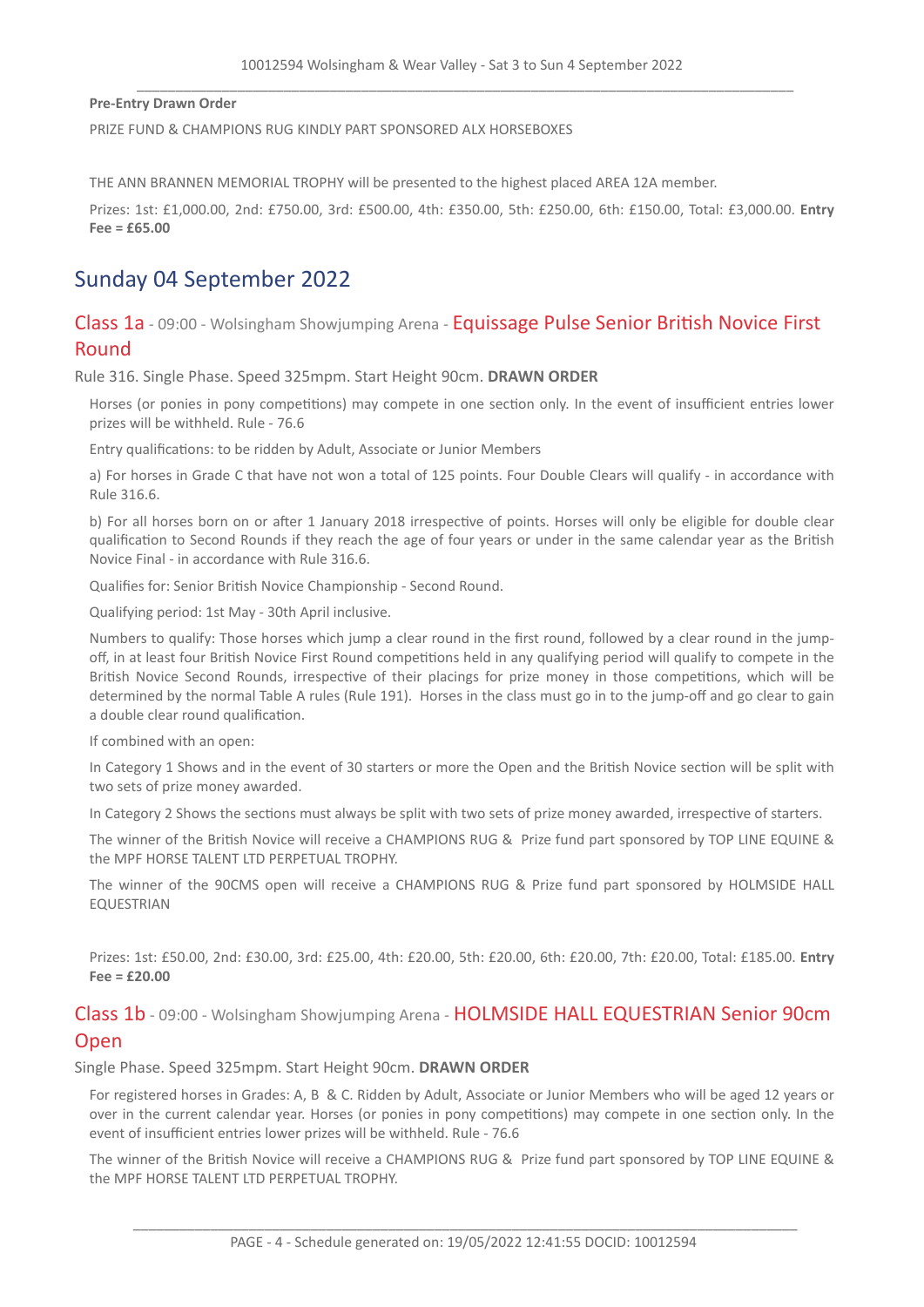**Pre-Entry Drawn Order**

PRIZE FUND & CHAMPIONS RUG KINDLY PART SPONSORED ALX HORSEBOXES

THE ANN BRANNEN MEMORIAL TROPHY will be presented to the highest placed AREA 12A member.

Prizes: 1st: £1,000.00, 2nd: £750.00, 3rd: £500.00, 4th: £350.00, 5th: £250.00, 6th: £150.00, Total: £3,000.00. **Entry Fee = £65.00**

# Sunday 04 September 2022

## Class 1a - 09:00 - Wolsingham Showjumping Arena - Equissage Pulse Senior British Novice First Round

Rule 316. Single Phase. Speed 325mpm. Start Height 90cm. **DRAWN ORDER**

Horses (or ponies in pony competitions) may compete in one section only. In the event of insufficient entries lower prizes will be withheld. Rule - 76.6

Entry qualifications: to be ridden by Adult, Associate or Junior Members

a) For horses in Grade C that have not won a total of 125 points. Four Double Clears will qualify - in accordance with Rule 316.6.

b) For all horses born on or after 1 January 2018 irrespective of points. Horses will only be eligible for double clear qualification to Second Rounds if they reach the age of four years or under in the same calendar year as the British Novice Final - in accordance with Rule 316.6.

Qualifies for: Senior British Novice Championship - Second Round.

Qualifying period: 1st May - 30th April inclusive.

Numbers to qualify: Those horses which jump a clear round in the first round, followed by a clear round in the jump-off, in at least four British Novice First Round competitions held in any qualifying period will qualify to compete in the British Novice Second Rounds, irrespective of their placings for prize money in those competitions, which will be determined by the normal Table A rules (Rule 191). Horses in the class must go in to the jump-off and go clear to gain a double clear round qualification.

If combined with an open:

In Category 1 Shows and in the event of 30 starters or more the Open and the British Novice section will be split with two sets of prize money awarded.

In Category 2 Shows the sections must always be split with two sets of prize money awarded, irrespective of starters.

The winner of the British Novice will receive a CHAMPIONS RUG & Prize fund part sponsored by TOP LINE EQUINE & the MPF HORSE TALENT LTD PERPETUAL TROPHY.

The winner of the 90CMS open will receive a CHAMPIONS RUG & Prize fund part sponsored by HOLMSIDE HALL EQUESTRIAN

Prizes: 1st: £50.00, 2nd: £30.00, 3rd: £25.00, 4th: £20.00, 5th: £20.00, 6th: £20.00, 7th: £20.00, Total: £185.00. **Entry Fee = £20.00**

## Class 1b - 09:00 - Wolsingham Showjumping Arena - HOLMSIDE HALL EQUESTRIAN Senior 90cm Open

Single Phase. Speed 325mpm. Start Height 90cm. **DRAWN ORDER**

For registered horses in Grades: A, B & C. Ridden by Adult, Associate or Junior Members who will be aged 12 years or over in the current calendar year. Horses (or ponies in pony competitions) may compete in one section only. In the event of insufficient entries lower prizes will be withheld. Rule - 76.6

The winner of the British Novice will receive a CHAMPIONS RUG & Prize fund part sponsored by TOP LINE EQUINE & the MPF HORSE TALENT LTD PERPETUAL TROPHY.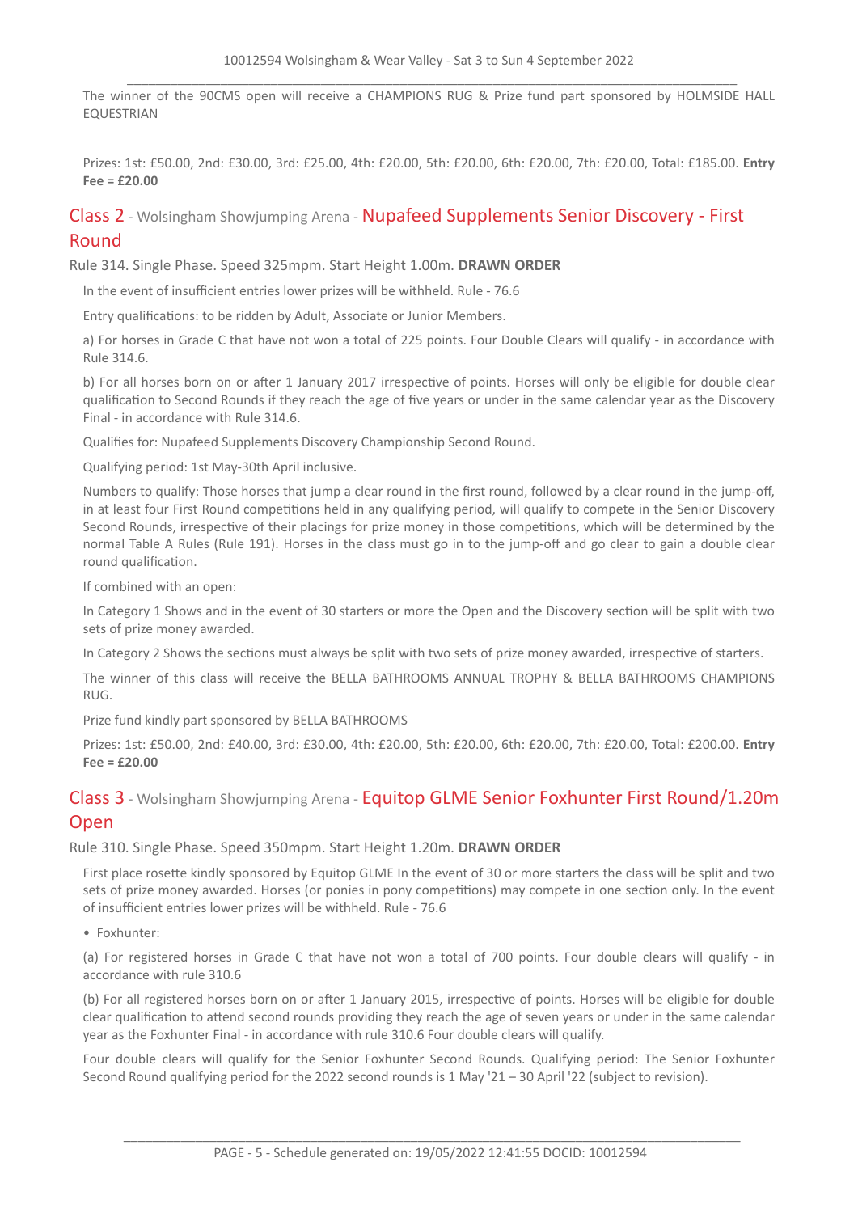The winner of the 90CMS open will receive a CHAMPIONS RUG & Prize fund part sponsored by HOLMSIDE HALL EQUESTRIAN

Prizes: 1st: £50.00, 2nd: £30.00, 3rd: £25.00, 4th: £20.00, 5th: £20.00, 6th: £20.00, 7th: £20.00, Total: £185.00. **Entry Fee = £20.00**

## Class 2 - Wolsingham Showjumping Arena - Nupafeed Supplements Senior Discovery - First Round

Rule 314. Single Phase. Speed 325mpm. Start Height 1.00m. **DRAWN ORDER**

In the event of insufficient entries lower prizes will be withheld. Rule - 76.6

Entry qualifications: to be ridden by Adult, Associate or Junior Members.

a) For horses in Grade C that have not won a total of 225 points. Four Double Clears will qualify - in accordance with Rule 314.6.

b) For all horses born on or after 1 January 2017 irrespective of points. Horses will only be eligible for double clear qualification to Second Rounds if they reach the age of five years or under in the same calendar year as the Discovery Final - in accordance with Rule 314.6.

Qualifies for: Nupafeed Supplements Discovery Championship Second Round.

Qualifying period: 1st May-30th April inclusive.

Numbers to qualify: Those horses that jump a clear round in the first round, followed by a clear round in the jump-off, in at least four First Round competitions held in any qualifying period, will qualify to compete in the Senior Discovery Second Rounds, irrespective of their placings for prize money in those competitions, which will be determined by the normal Table A Rules (Rule 191). Horses in the class must go in to the jump-off and go clear to gain a double clear round qualification.

If combined with an open:

In Category 1 Shows and in the event of 30 starters or more the Open and the Discovery section will be split with two sets of prize money awarded.

In Category 2 Shows the sections must always be split with two sets of prize money awarded, irrespective of starters.

The winner of this class will receive the BELLA BATHROOMS ANNUAL TROPHY & BELLA BATHROOMS CHAMPIONS RUG.

Prize fund kindly part sponsored by BELLA BATHROOMS

Prizes: 1st: £50.00, 2nd: £40.00, 3rd: £30.00, 4th: £20.00, 5th: £20.00, 6th: £20.00, 7th: £20.00, Total: £200.00. **Entry Fee = £20.00**

## Class 3 - Wolsingham Showjumping Arena - Equitop GLME Senior Foxhunter First Round/1.20m Open

Rule 310. Single Phase. Speed 350mpm. Start Height 1.20m. **DRAWN ORDER**

First place rosette kindly sponsored by Equitop GLME In the event of 30 or more starters the class will be split and two sets of prize money awarded. Horses (or ponies in pony competitions) may compete in one section only. In the event of insufficient entries lower prizes will be withheld. Rule - 76.6

- Foxhunter:

(a) For registered horses in Grade C that have not won a total of 700 points. Four double clears will qualify - in accordance with rule 310.6

(b) For all registered horses born on or after 1 January 2015, irrespective of points. Horses will be eligible for double clear qualification to attend second rounds providing they reach the age of seven years or under in the same calendar year as the Foxhunter Final - in accordance with rule 310.6 Four double clears will qualify.

Four double clears will qualify for the Senior Foxhunter Second Rounds. Qualifying period: The Senior Foxhunter Second Round qualifying period for the 2022 second rounds is 1 May '21 – 30 April '22 (subject to revision).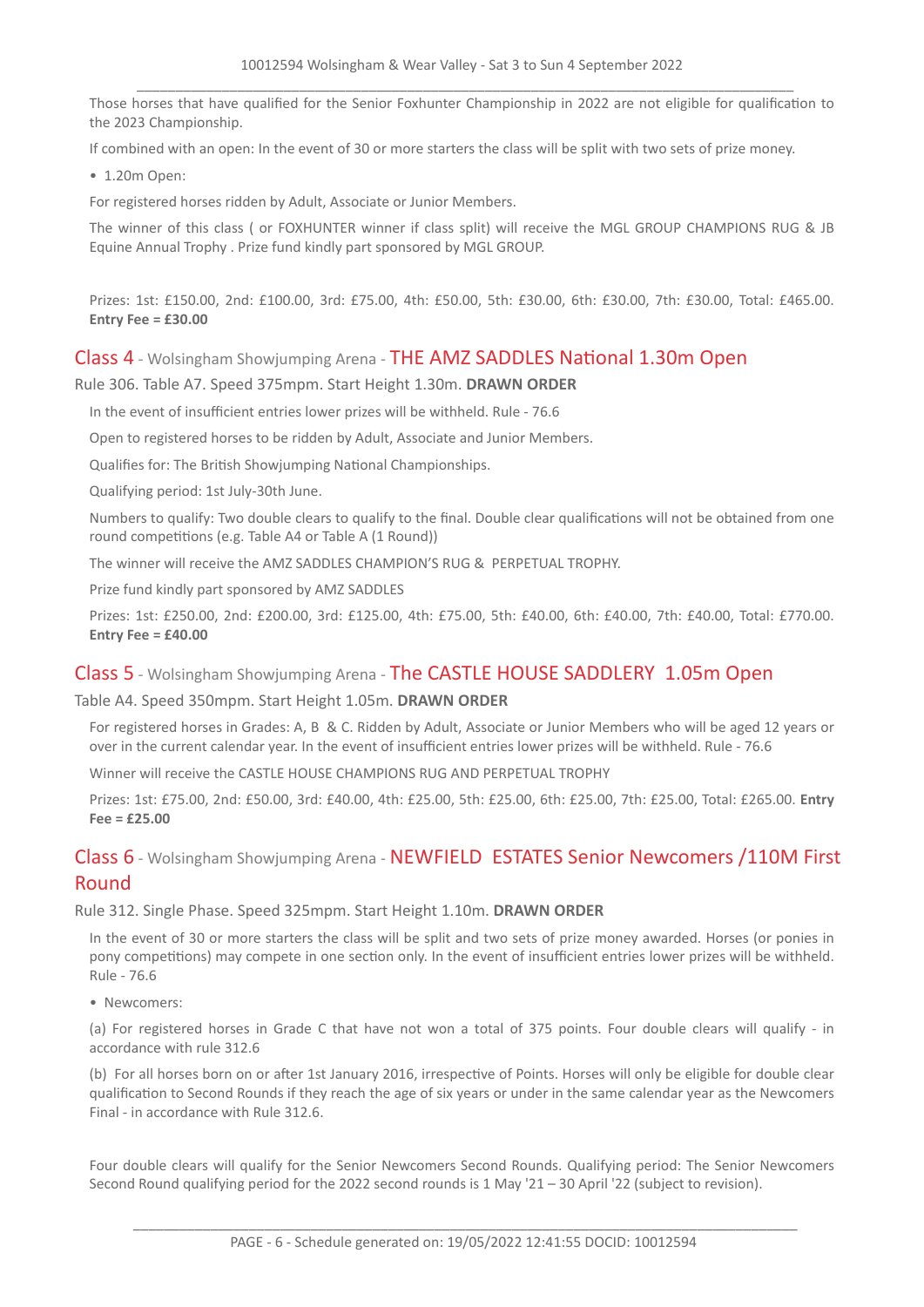Those horses that have qualified for the Senior Foxhunter Championship in 2022 are not eligible for qualification to the 2023 Championship.

If combined with an open: In the event of 30 or more starters the class will be split with two sets of prize money.

- 1.20m Open:

For registered horses ridden by Adult, Associate or Junior Members.

The winner of this class ( or FOXHUNTER winner if class split) will receive the MGL GROUP CHAMPIONS RUG & JB Equine Annual Trophy . Prize fund kindly part sponsored by MGL GROUP.

Prizes: 1st: £150.00, 2nd: £100.00, 3rd: £75.00, 4th: £50.00, 5th: £30.00, 6th: £30.00, 7th: £30.00, Total: £465.00. **Entry Fee = £30.00**

## Class 4 - Wolsingham Showjumping Arena - THE AMZ SADDLES National 1.30m Open

Rule 306. Table A7. Speed 375mpm. Start Height 1.30m. **DRAWN ORDER**

In the event of insufficient entries lower prizes will be withheld. Rule - 76.6

Open to registered horses to be ridden by Adult, Associate and Junior Members.

Qualifies for: The British Showjumping National Championships.

Qualifying period: 1st July-30th June.

Numbers to qualify: Two double clears to qualify to the final. Double clear qualifications will not be obtained from one round competitions (e.g. Table A4 or Table A (1 Round))

The winner will receive the AMZ SADDLES CHAMPION'S RUG & PERPETUAL TROPHY.

Prize fund kindly part sponsored by AMZ SADDLES

Prizes: 1st: £250.00, 2nd: £200.00, 3rd: £125.00, 4th: £75.00, 5th: £40.00, 6th: £40.00, 7th: £40.00, Total: £770.00. **Entry Fee = £40.00**

## Class 5 - Wolsingham Showjumping Arena - The CASTLE HOUSE SADDLERY 1.05m Open

Table A4. Speed 350mpm. Start Height 1.05m. **DRAWN ORDER**

For registered horses in Grades: A, B & C. Ridden by Adult, Associate or Junior Members who will be aged 12 years or over in the current calendar year. In the event of insufficient entries lower prizes will be withheld. Rule - 76.6

Winner will receive the CASTLE HOUSE CHAMPIONS RUG AND PERPETUAL TROPHY

Prizes: 1st: £75.00, 2nd: £50.00, 3rd: £40.00, 4th: £25.00, 5th: £25.00, 6th: £25.00, 7th: £25.00, Total: £265.00. **Entry Fee = £25.00**

## Class 6 - Wolsingham Showjumping Arena - NEWFIELD ESTATES Senior Newcomers /110M First Round

Rule 312. Single Phase. Speed 325mpm. Start Height 1.10m. **DRAWN ORDER**

In the event of 30 or more starters the class will be split and two sets of prize money awarded. Horses (or ponies in pony competitions) may compete in one section only. In the event of insufficient entries lower prizes will be withheld. Rule - 76.6

- Newcomers:

(a) For registered horses in Grade C that have not won a total of 375 points. Four double clears will qualify - in accordance with rule 312.6

(b) For all horses born on or after 1st January 2016, irrespective of Points. Horses will only be eligible for double clear qualification to Second Rounds if they reach the age of six years or under in the same calendar year as the Newcomers Final - in accordance with Rule 312.6.

Four double clears will qualify for the Senior Newcomers Second Rounds. Qualifying period: The Senior Newcomers Second Round qualifying period for the 2022 second rounds is 1 May '21 – 30 April '22 (subject to revision).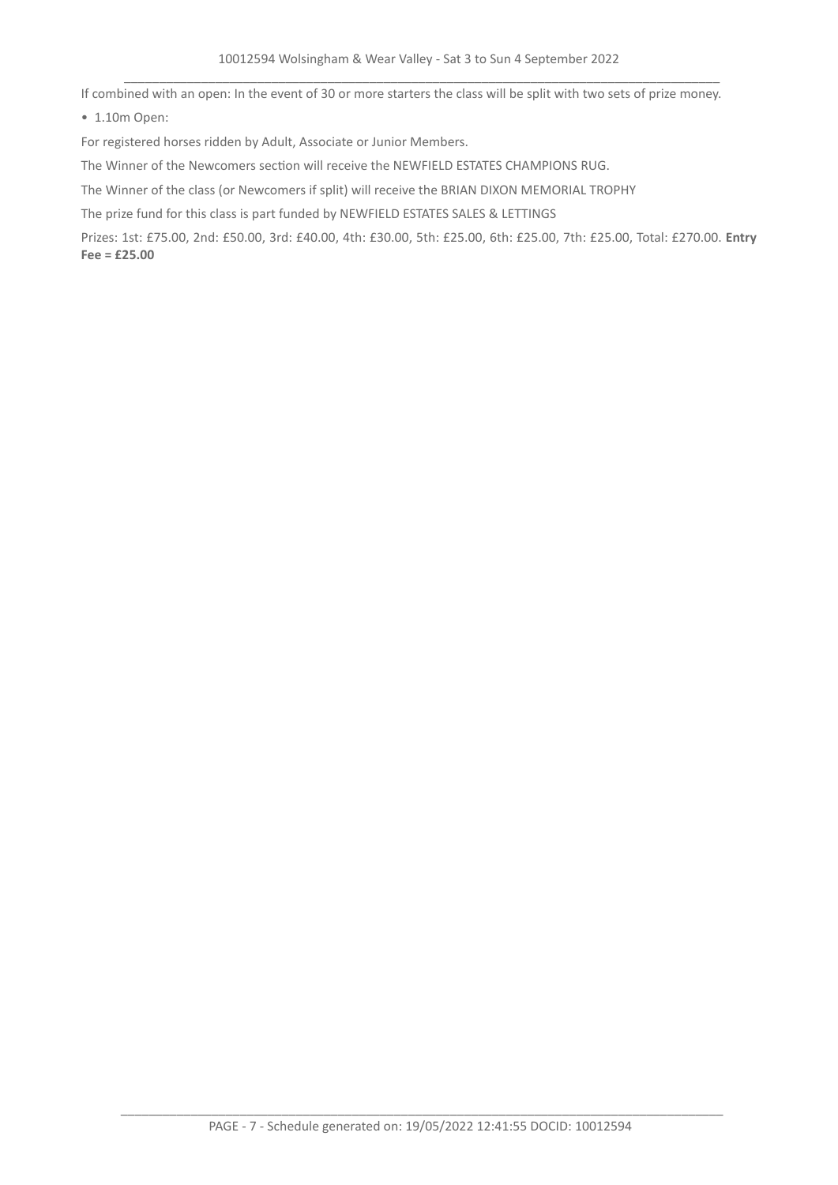If combined with an open: In the event of 30 or more starters the class will be split with two sets of prize money.

- 1.10m Open:

For registered horses ridden by Adult, Associate or Junior Members.

The Winner of the Newcomers section will receive the NEWFIELD ESTATES CHAMPIONS RUG.

The Winner of the class (or Newcomers if split) will receive the BRIAN DIXON MEMORIAL TROPHY

The prize fund for this class is part funded by NEWFIELD ESTATES SALES & LETTINGS

Prizes: 1st: £75.00, 2nd: £50.00, 3rd: £40.00, 4th: £30.00, 5th: £25.00, 6th: £25.00, 7th: £25.00, Total: £270.00. **Entry Fee = £25.00**